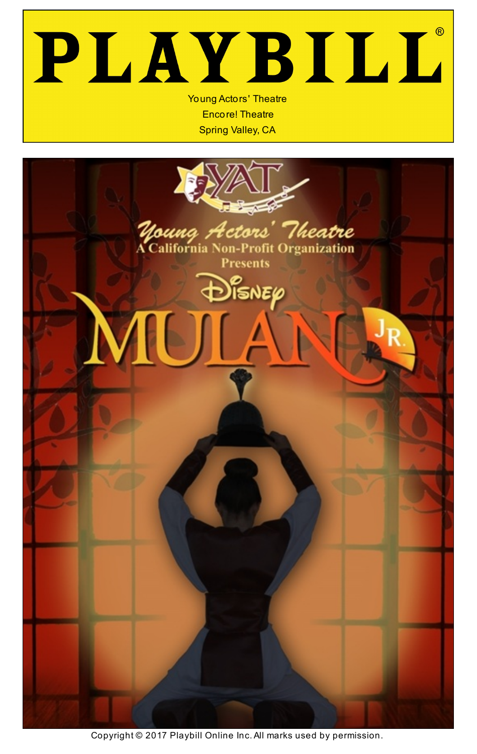# PLAYBILL®

Young Actors' Theatre
Encore! Theatre
Spring Valley, CA

YAT

Young Actors' Theatre
A California Non-Profit Organization
Presents

Disney

MULAN JR.

Copyright © 2017 Playbill Online Inc. All marks used by permission.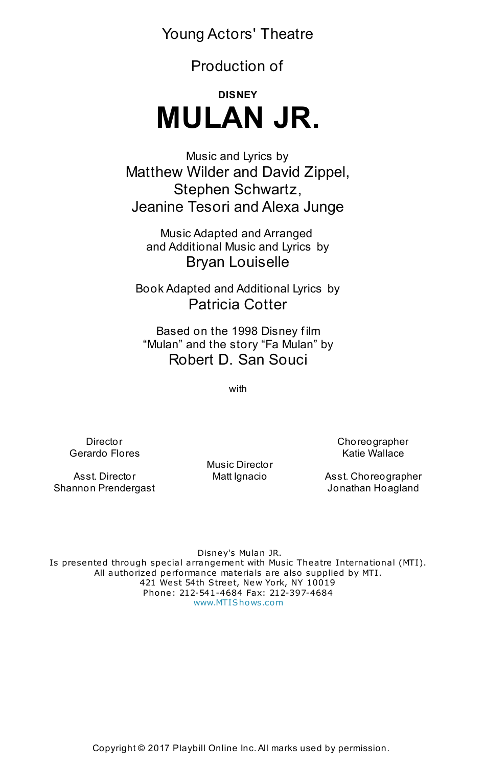Young Actors' Theatre

Production of

**DISNEY**

# MULAN JR.

Music and Lyrics by
Matthew Wilder and David Zippel,
Stephen Schwartz,
Jeanine Tesori and Alexa Junge

Music Adapted and Arranged
and Additional Music and Lyrics by
Bryan Louiselle

Book Adapted and Additional Lyrics by
Patricia Cotter

Based on the 1998 Disney film
"Mulan" and the story "Fa Mulan" by
Robert D. San Souci

with

Director
Gerardo Flores

Asst. Director
Shannon Prendergast

Music Director
Matt Ignacio

Choreographer
Katie Wallace

Asst. Choreographer
Jonathan Hoagland

Disney's Mulan JR.
Is presented through special arrangement with Music Theatre International (MTI).
All authorized performance materials are also supplied by MTI.
421 West 54th Street, New York, NY 10019
Phone: 212-541-4684 Fax: 212-397-4684
www.MTIShows.com

Copyright © 2017 Playbill Online Inc. All marks used by permission.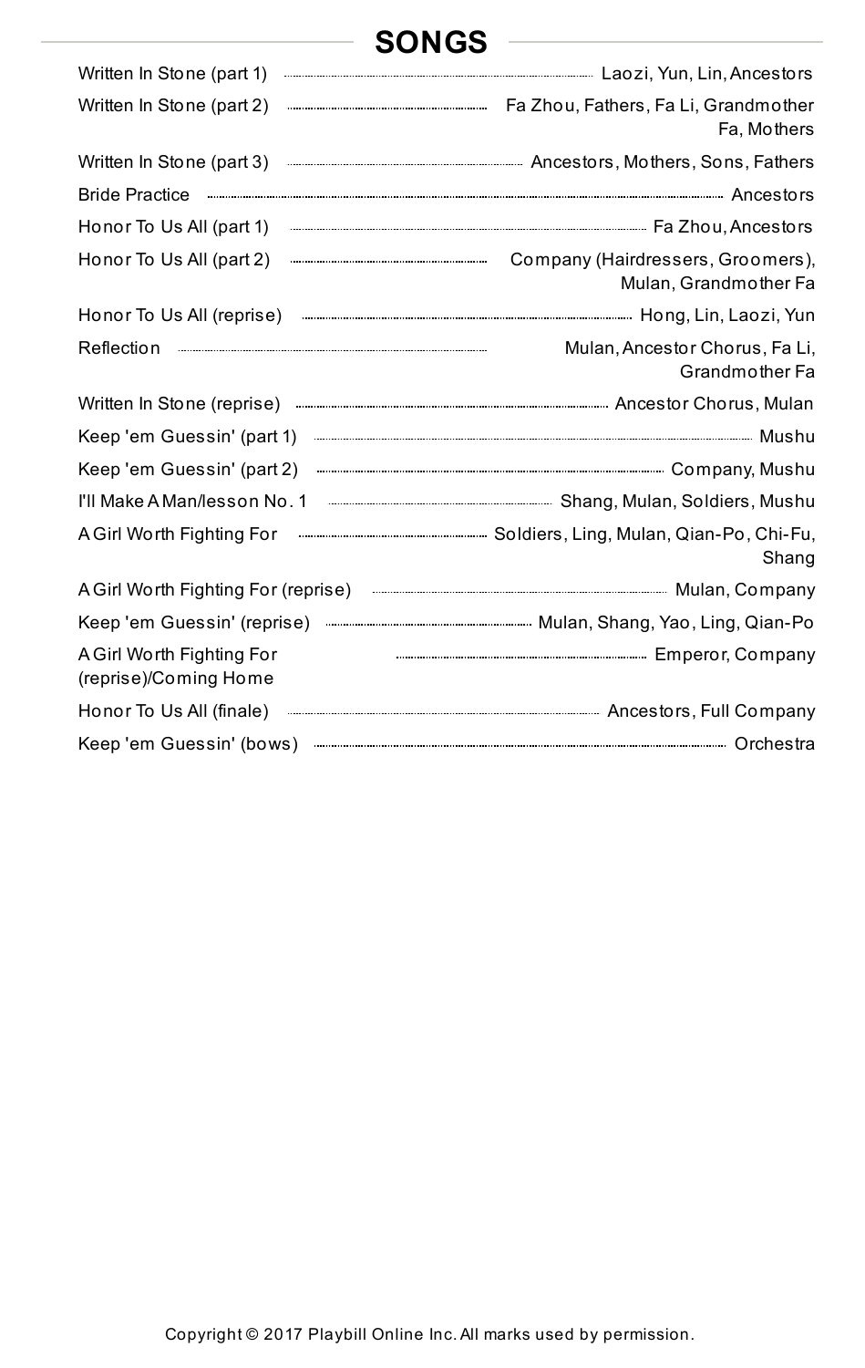## SONGS

| Song | Performers |
| --- | --- |
| Written In Stone (part 1) | Laozi, Yun, Lin, Ancestors |
| Written In Stone (part 2) | Fa Zhou, Fathers, Fa Li, Grandmother Fa, Mothers |
| Written In Stone (part 3) | Ancestors, Mothers, Sons, Fathers |
| Bride Practice | Ancestors |
| Honor To Us All (part 1) | Fa Zhou, Ancestors |
| Honor To Us All (part 2) | Company (Hairdressers, Groomers), Mulan, Grandmother Fa |
| Honor To Us All (reprise) | Hong, Lin, Laozi, Yun |
| Reflection | Mulan, Ancestor Chorus, Fa Li, Grandmother Fa |
| Written In Stone (reprise) | Ancestor Chorus, Mulan |
| Keep 'em Guessin' (part 1) | Mushu |
| Keep 'em Guessin' (part 2) | Company, Mushu |
| I'll Make A Man/lesson No. 1 | Shang, Mulan, Soldiers, Mushu |
| A Girl Worth Fighting For | Soldiers, Ling, Mulan, Qian-Po, Chi-Fu, Shang |
| A Girl Worth Fighting For (reprise) | Mulan, Company |
| Keep 'em Guessin' (reprise) | Mulan, Shang, Yao, Ling, Qian-Po |
| A Girl Worth Fighting For (reprise)/Coming Home | Emperor, Company |
| Honor To Us All (finale) | Ancestors, Full Company |
| Keep 'em Guessin' (bows) | Orchestra |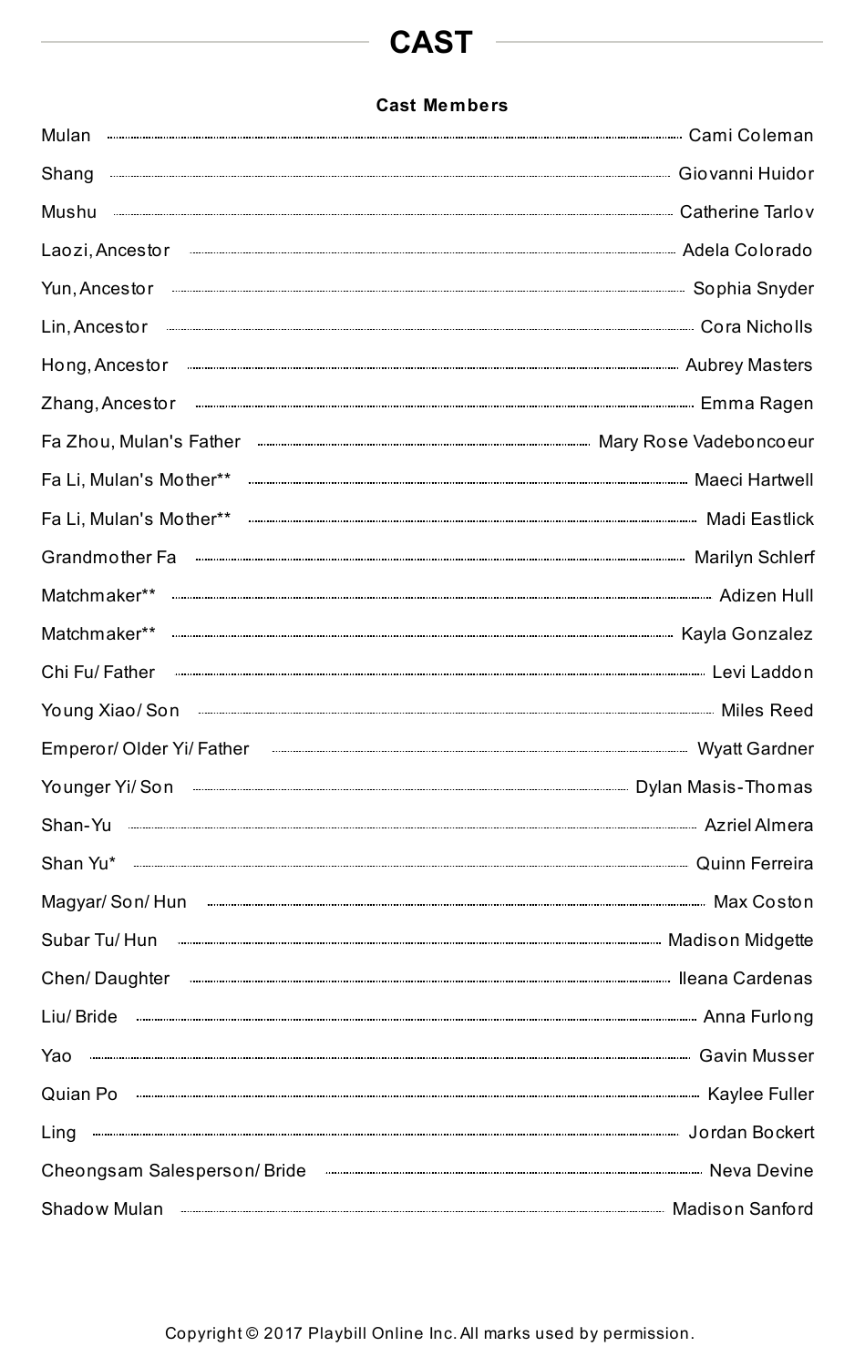# CAST

### Cast Members

| Role | Cast Member |
|---|---|
| Mulan | Cami Coleman |
| Shang | Giovanni Huidor |
| Mushu | Catherine Tarlov |
| Laozi, Ancestor | Adela Colorado |
| Yun, Ancestor | Sophia Snyder |
| Lin, Ancestor | Cora Nicholls |
| Hong, Ancestor | Aubrey Masters |
| Zhang, Ancestor | Emma Ragen |
| Fa Zhou, Mulan's Father | Mary Rose Vadeboncoeur |
| Fa Li, Mulan's Mother** | Maeci Hartwell |
| Fa Li, Mulan's Mother** | Madi Eastlick |
| Grandmother Fa | Marilyn Schlerf |
| Matchmaker** | Adizen Hull |
| Matchmaker** | Kayla Gonzalez |
| Chi Fu/ Father | Levi Laddon |
| Young Xiao/ Son | Miles Reed |
| Emperor/ Older Yi/ Father | Wyatt Gardner |
| Younger Yi/ Son | Dylan Masis-Thomas |
| Shan-Yu | Azriel Almera |
| Shan Yu* | Quinn Ferreira |
| Magyar/ Son/ Hun | Max Coston |
| Subar Tu/ Hun | Madison Midgette |
| Chen/ Daughter | Ileana Cardenas |
| Liu/ Bride | Anna Furlong |
| Yao | Gavin Musser |
| Quian Po | Kaylee Fuller |
| Ling | Jordan Bockert |
| Cheongsam Salesperson/ Bride | Neva Devine |
| Shadow Mulan | Madison Sanford |

Copyright © 2017 Playbill Online Inc. All marks used by permission.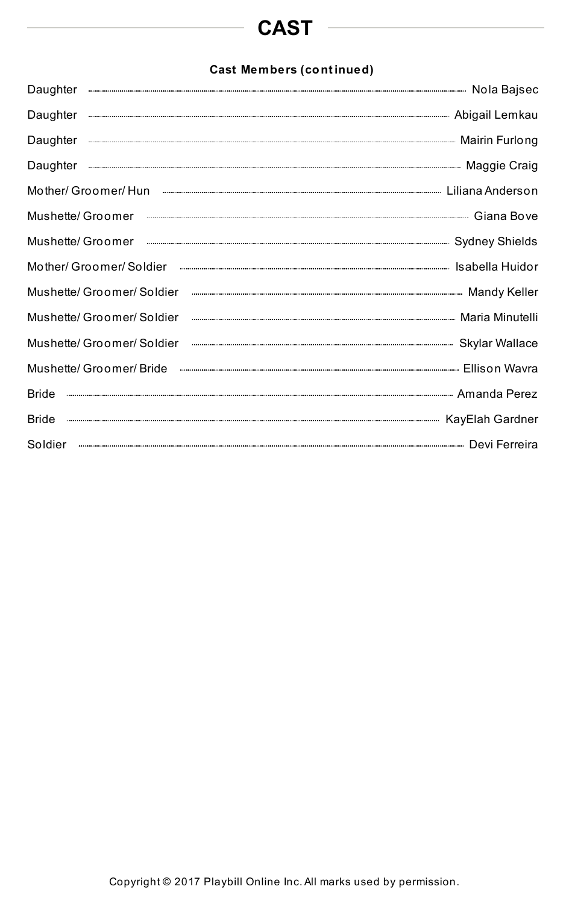# CAST

**Cast Members (continued)**

| Role | Cast Member |
| --- | --- |
| Daughter | Nola Bajsec |
| Daughter | Abigail Lemkau |
| Daughter | Mairin Furlong |
| Daughter | Maggie Craig |
| Mother/ Groomer/ Hun | Liliana Anderson |
| Mushette/ Groomer | Giana Bove |
| Mushette/ Groomer | Sydney Shields |
| Mother/ Groomer/ Soldier | Isabella Huidor |
| Mushette/ Groomer/ Soldier | Mandy Keller |
| Mushette/ Groomer/ Soldier | Maria Minutelli |
| Mushette/ Groomer/ Soldier | Skylar Wallace |
| Mushette/ Groomer/ Bride | Ellison Wavra |
| Bride | Amanda Perez |
| Bride | KayElah Gardner |
| Soldier | Devi Ferreira |

Copyright © 2017 Playbill Online Inc. All marks used by permission.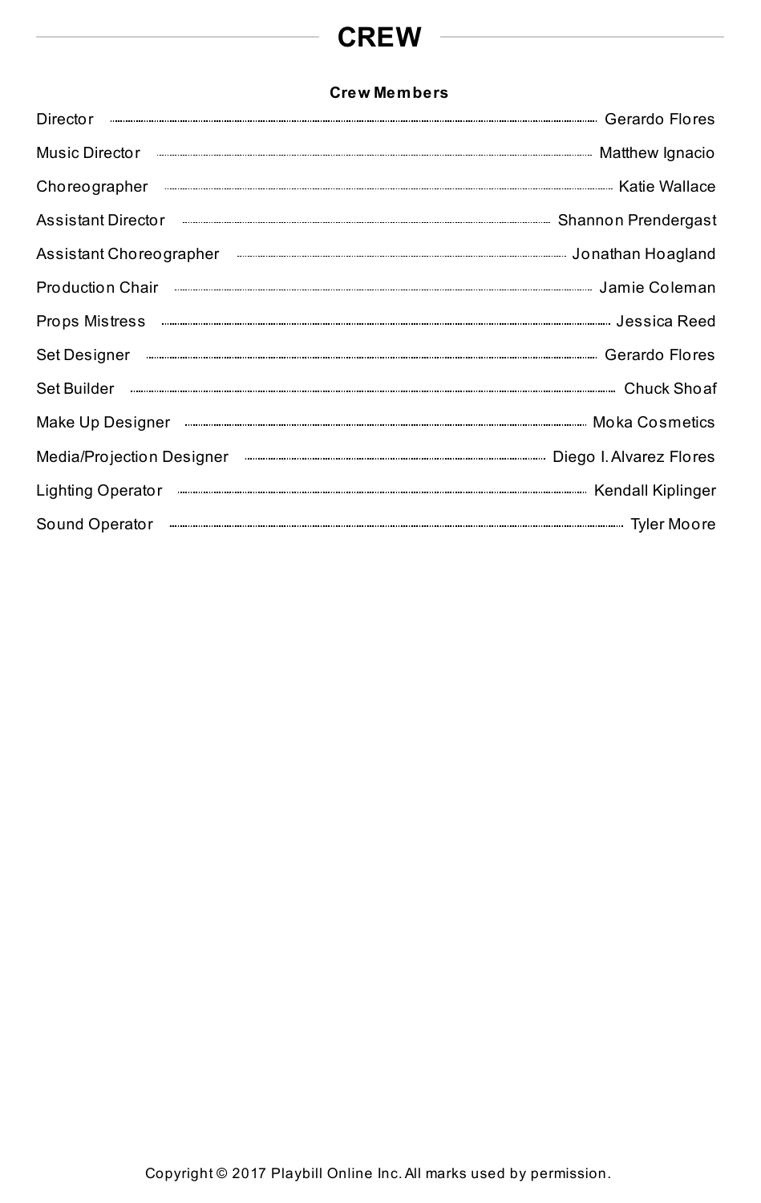# CREW

**Crew Members**

| Role | Name |
|---|---|
| Director | Gerardo Flores |
| Music Director | Matthew Ignacio |
| Choreographer | Katie Wallace |
| Assistant Director | Shannon Prendergast |
| Assistant Choreographer | Jonathan Hoagland |
| Production Chair | Jamie Coleman |
| Props Mistress | Jessica Reed |
| Set Designer | Gerardo Flores |
| Set Builder | Chuck Shoaf |
| Make Up Designer | Moka Cosmetics |
| Media/Projection Designer | Diego I. Alvarez Flores |
| Lighting Operator | Kendall Kiplinger |
| Sound Operator | Tyler Moore |

Copyright © 2017 Playbill Online Inc. All marks used by permission.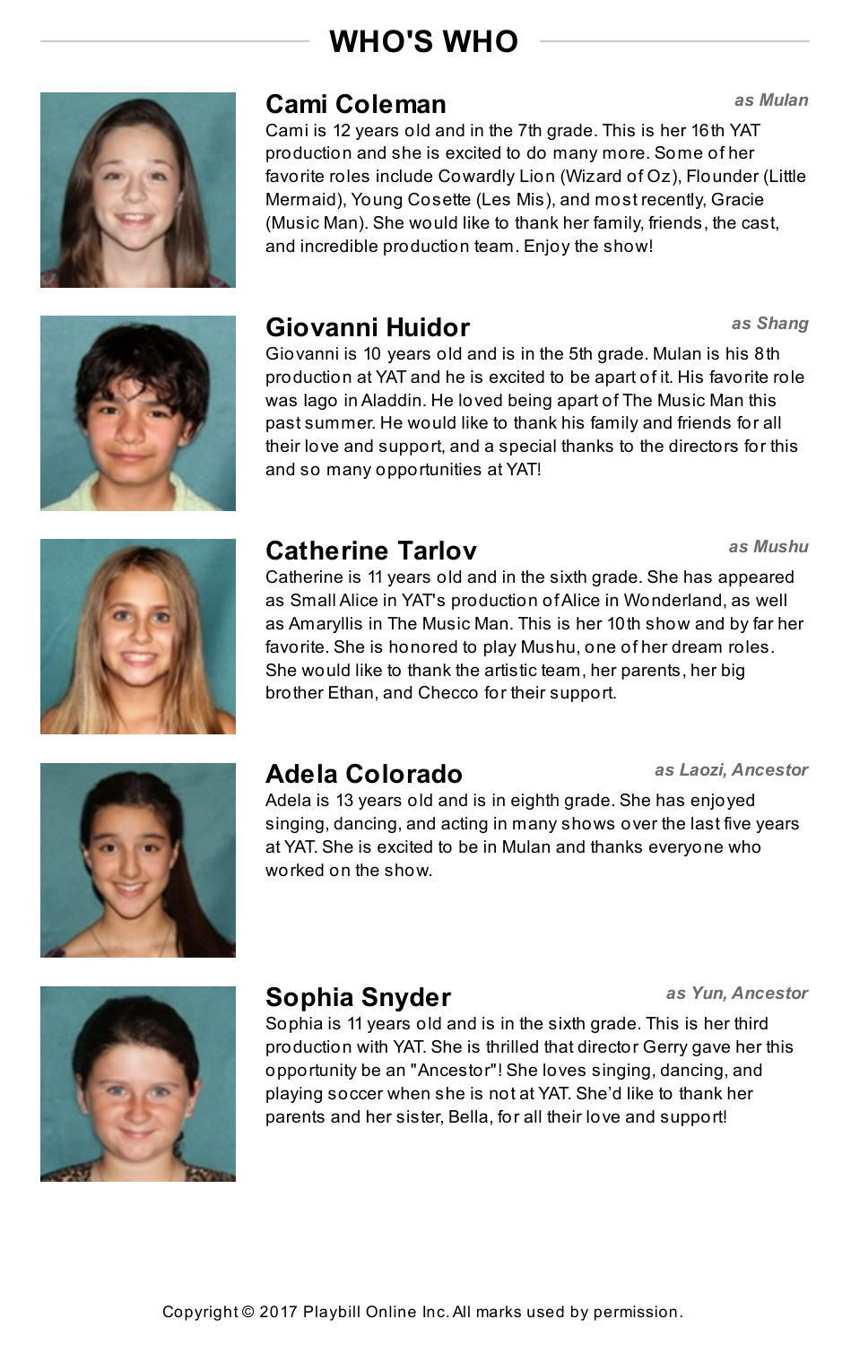# WHO'S WHO

## Cami Coleman

*as Mulan*

Cami is 12 years old and in the 7th grade. This is her 16th YAT production and she is excited to do many more. Some of her favorite roles include Cowardly Lion (Wizard of Oz), Flounder (Little Mermaid), Young Cosette (Les Mis), and most recently, Gracie (Music Man). She would like to thank her family, friends, the cast, and incredible production team. Enjoy the show!

## Giovanni Huidor

*as Shang*

Giovanni is 10 years old and is in the 5th grade. Mulan is his 8th production at YAT and he is excited to be apart of it. His favorite role was Iago in Aladdin. He loved being apart of The Music Man this past summer. He would like to thank his family and friends for all their love and support, and a special thanks to the directors for this and so many opportunities at YAT!

## Catherine Tarlov

*as Mushu*

Catherine is 11 years old and in the sixth grade. She has appeared as Small Alice in YAT's production of Alice in Wonderland, as well as Amaryllis in The Music Man. This is her 10th show and by far her favorite. She is honored to play Mushu, one of her dream roles. She would like to thank the artistic team, her parents, her big brother Ethan, and Checco for their support.

## Adela Colorado

*as Laozi, Ancestor*

Adela is 13 years old and is in eighth grade. She has enjoyed singing, dancing, and acting in many shows over the last five years at YAT. She is excited to be in Mulan and thanks everyone who worked on the show.

## Sophia Snyder

*as Yun, Ancestor*

Sophia is 11 years old and is in the sixth grade. This is her third production with YAT. She is thrilled that director Gerry gave her this opportunity be an "Ancestor"! She loves singing, dancing, and playing soccer when she is not at YAT. She'd like to thank her parents and her sister, Bella, for all their love and support!

Copyright © 2017 Playbill Online Inc. All marks used by permission.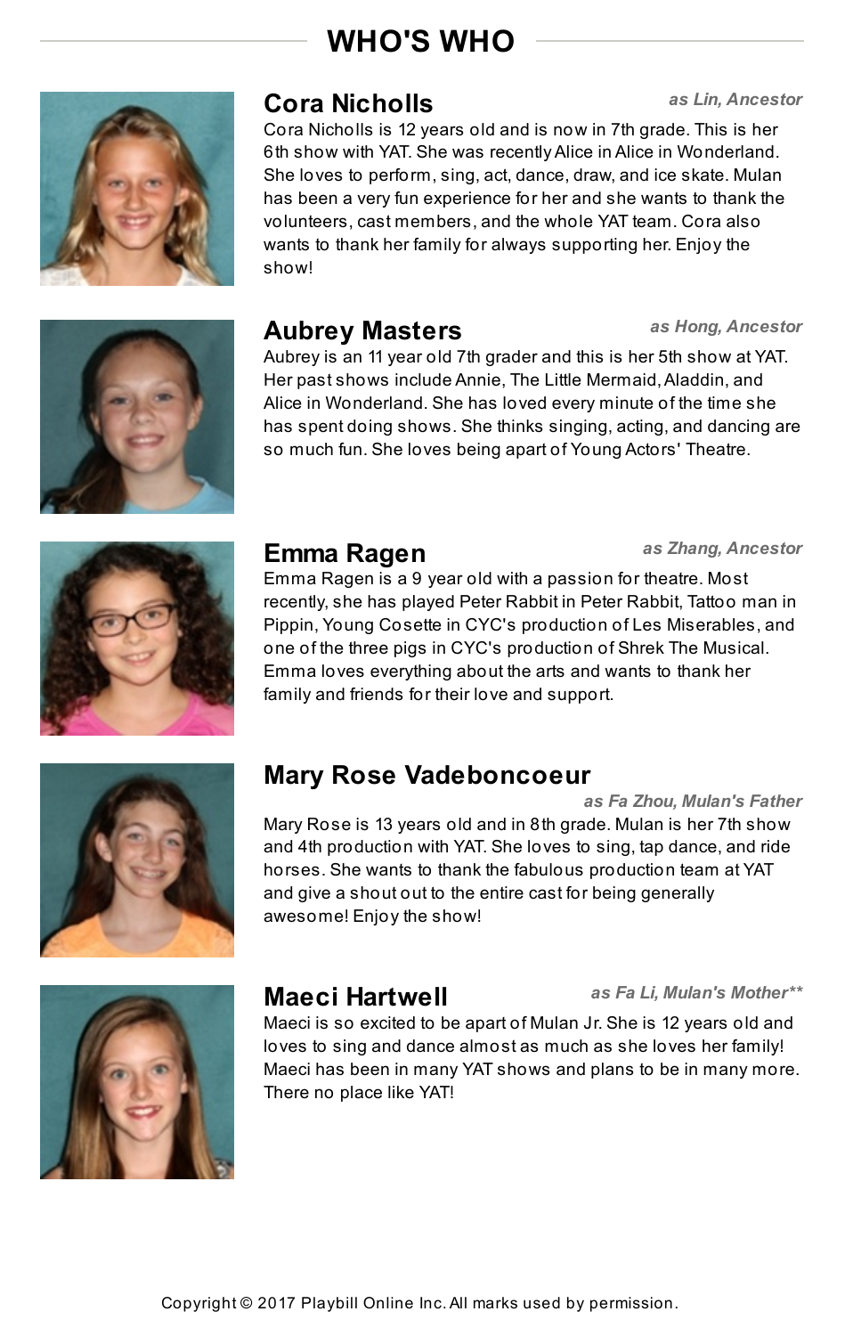# WHO'S WHO

## Cora Nicholls

*as Lin, Ancestor*

Cora Nicholls is 12 years old and is now in 7th grade. This is her 6th show with YAT. She was recently Alice in Alice in Wonderland. She loves to perform, sing, act, dance, draw, and ice skate. Mulan has been a very fun experience for her and she wants to thank the volunteers, cast members, and the whole YAT team. Cora also wants to thank her family for always supporting her. Enjoy the show!

## Aubrey Masters

*as Hong, Ancestor*

Aubrey is an 11 year old 7th grader and this is her 5th show at YAT. Her past shows include Annie, The Little Mermaid, Aladdin, and Alice in Wonderland. She has loved every minute of the time she has spent doing shows. She thinks singing, acting, and dancing are so much fun. She loves being apart of Young Actors' Theatre.

## Emma Ragen

*as Zhang, Ancestor*

Emma Ragen is a 9 year old with a passion for theatre. Most recently, she has played Peter Rabbit in Peter Rabbit, Tattoo man in Pippin, Young Cosette in CYC's production of Les Miserables, and one of the three pigs in CYC's production of Shrek The Musical. Emma loves everything about the arts and wants to thank her family and friends for their love and support.

## Mary Rose Vadeboncoeur

*as Fa Zhou, Mulan's Father*

Mary Rose is 13 years old and in 8th grade. Mulan is her 7th show and 4th production with YAT. She loves to sing, tap dance, and ride horses. She wants to thank the fabulous production team at YAT and give a shout out to the entire cast for being generally awesome! Enjoy the show!

## Maeci Hartwell

*as Fa Li, Mulan's Mother***

Maeci is so excited to be apart of Mulan Jr. She is 12 years old and loves to sing and dance almost as much as she loves her family! Maeci has been in many YAT shows and plans to be in many more. There no place like YAT!

Copyright © 2017 Playbill Online Inc. All marks used by permission.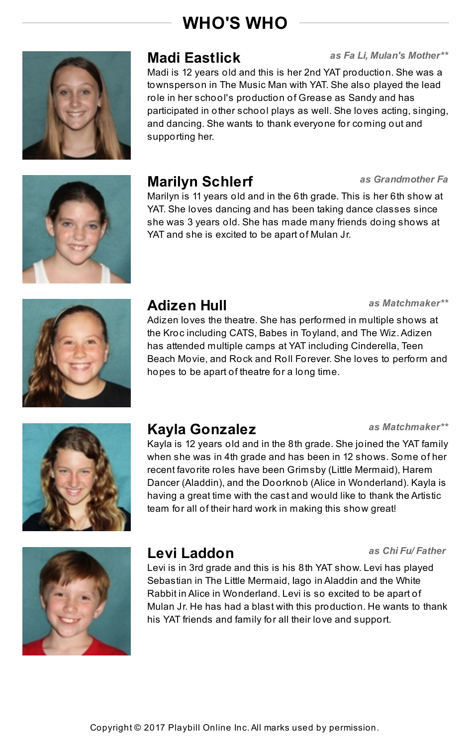# WHO'S WHO

## Madi Eastlick

*as Fa Li, Mulan's Mother***

Madi is 12 years old and this is her 2nd YAT production. She was a townsperson in The Music Man with YAT. She also played the lead role in her school's production of Grease as Sandy and has participated in other school plays as well. She loves acting, singing, and dancing. She wants to thank everyone for coming out and supporting her.

## Marilyn Schlerf

*as Grandmother Fa*

Marilyn is 11 years old and in the 6th grade. This is her 6th show at YAT. She loves dancing and has been taking dance classes since she was 3 years old. She has made many friends doing shows at YAT and she is excited to be apart of Mulan Jr.

## Adizen Hull

*as Matchmaker***

Adizen loves the theatre. She has performed in multiple shows at the Kroc including CATS, Babes in Toyland, and The Wiz. Adizen has attended multiple camps at YAT including Cinderella, Teen Beach Movie, and Rock and Roll Forever. She loves to perform and hopes to be apart of theatre for a long time.

## Kayla Gonzalez

*as Matchmaker***

Kayla is 12 years old and in the 8th grade. She joined the YAT family when she was in 4th grade and has been in 12 shows. Some of her recent favorite roles have been Grimsby (Little Mermaid), Harem Dancer (Aladdin), and the Doorknob (Alice in Wonderland). Kayla is having a great time with the cast and would like to thank the Artistic team for all of their hard work in making this show great!

## Levi Laddon

*as Chi Fu/ Father*

Levi is in 3rd grade and this is his 8th YAT show. Levi has played Sebastian in The Little Mermaid, Iago in Aladdin and the White Rabbit in Alice in Wonderland. Levi is so excited to be apart of Mulan Jr. He has had a blast with this production. He wants to thank his YAT friends and family for all their love and support.

Copyright © 2017 Playbill Online Inc. All marks used by permission.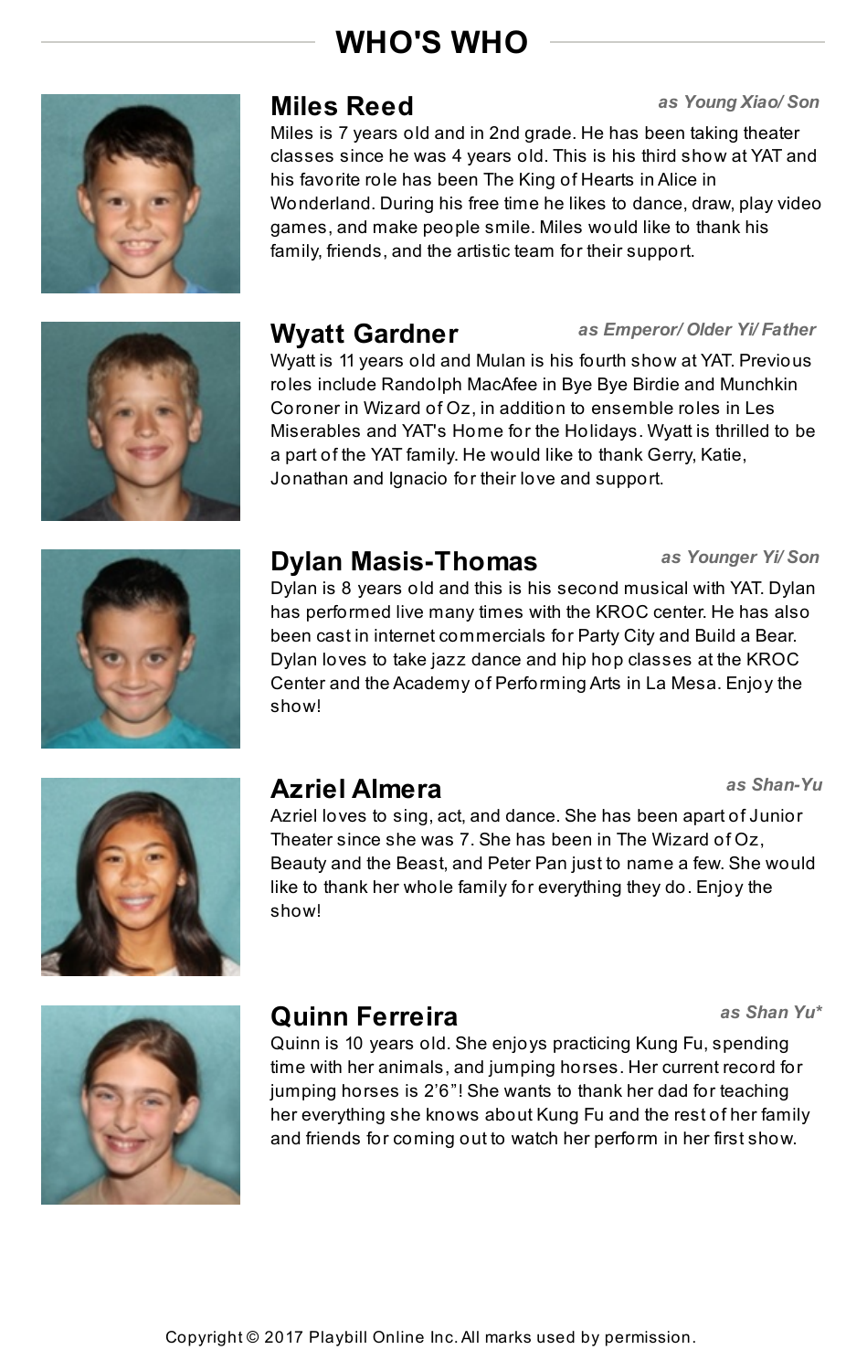# WHO'S WHO

## Miles Reed

*as Young Xiao/ Son*

Miles is 7 years old and in 2nd grade. He has been taking theater classes since he was 4 years old. This is his third show at YAT and his favorite role has been The King of Hearts in Alice in Wonderland. During his free time he likes to dance, draw, play video games, and make people smile. Miles would like to thank his family, friends, and the artistic team for their support.

## Wyatt Gardner

*as Emperor/ Older Yi/ Father*

Wyatt is 11 years old and Mulan is his fourth show at YAT. Previous roles include Randolph MacAfee in Bye Bye Birdie and Munchkin Coroner in Wizard of Oz, in addition to ensemble roles in Les Miserables and YAT's Home for the Holidays. Wyatt is thrilled to be a part of the YAT family. He would like to thank Gerry, Katie, Jonathan and Ignacio for their love and support.

## Dylan Masis-Thomas

*as Younger Yi/ Son*

Dylan is 8 years old and this is his second musical with YAT. Dylan has performed live many times with the KROC center. He has also been cast in internet commercials for Party City and Build a Bear. Dylan loves to take jazz dance and hip hop classes at the KROC Center and the Academy of Performing Arts in La Mesa. Enjoy the show!

## Azriel Almera

*as Shan-Yu*

Azriel loves to sing, act, and dance. She has been apart of Junior Theater since she was 7. She has been in The Wizard of Oz, Beauty and the Beast, and Peter Pan just to name a few. She would like to thank her whole family for everything they do. Enjoy the show!

## Quinn Ferreira

*as Shan Yu**

Quinn is 10 years old. She enjoys practicing Kung Fu, spending time with her animals, and jumping horses. Her current record for jumping horses is 2'6"! She wants to thank her dad for teaching her everything she knows about Kung Fu and the rest of her family and friends for coming out to watch her perform in her first show.

Copyright © 2017 Playbill Online Inc. All marks used by permission.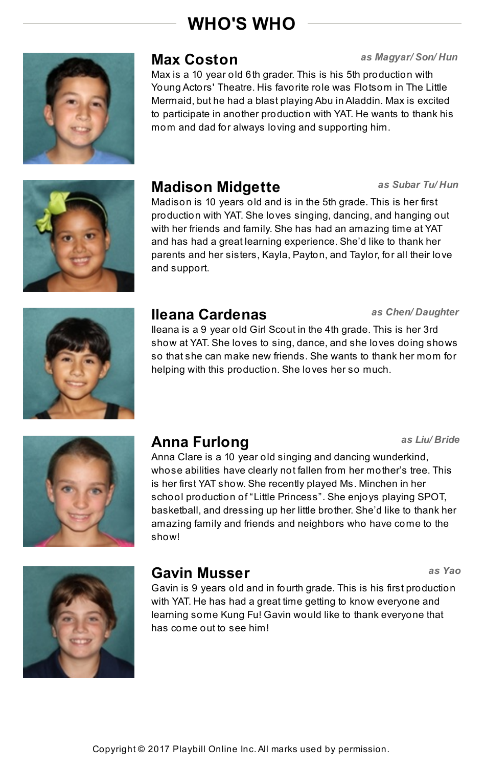# WHO'S WHO

## Max Coston

*as Magyar/ Son/ Hun*

Max is a 10 year old 6th grader. This is his 5th production with Young Actors' Theatre. His favorite role was Flotsom in The Little Mermaid, but he had a blast playing Abu in Aladdin. Max is excited to participate in another production with YAT. He wants to thank his mom and dad for always loving and supporting him.

## Madison Midgette

*as Subar Tu/ Hun*

Madison is 10 years old and is in the 5th grade. This is her first production with YAT. She loves singing, dancing, and hanging out with her friends and family. She has had an amazing time at YAT and has had a great learning experience. She'd like to thank her parents and her sisters, Kayla, Payton, and Taylor, for all their love and support.

## Ileana Cardenas

*as Chen/ Daughter*

Ileana is a 9 year old Girl Scout in the 4th grade. This is her 3rd show at YAT. She loves to sing, dance, and she loves doing shows so that she can make new friends. She wants to thank her mom for helping with this production. She loves her so much.

## Anna Furlong

*as Liu/ Bride*

Anna Clare is a 10 year old singing and dancing wunderkind, whose abilities have clearly not fallen from her mother's tree. This is her first YAT show. She recently played Ms. Minchen in her school production of "Little Princess". She enjoys playing SPOT, basketball, and dressing up her little brother. She'd like to thank her amazing family and friends and neighbors who have come to the show!

## Gavin Musser

*as Yao*

Gavin is 9 years old and in fourth grade. This is his first production with YAT. He has had a great time getting to know everyone and learning some Kung Fu! Gavin would like to thank everyone that has come out to see him!

Copyright © 2017 Playbill Online Inc. All marks used by permission.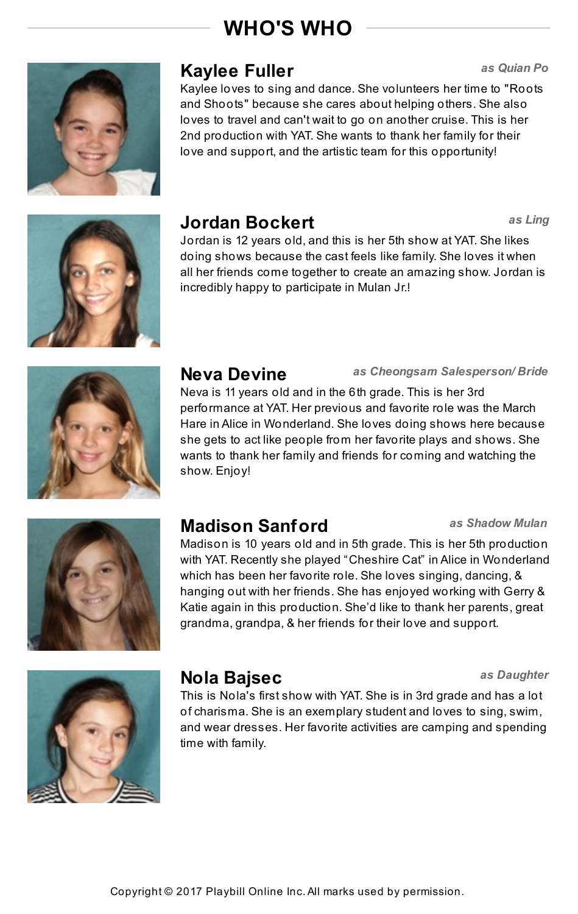# WHO'S WHO

## Kaylee Fuller

*as Quian Po*

Kaylee loves to sing and dance. She volunteers her time to "Roots and Shoots" because she cares about helping others. She also loves to travel and can't wait to go on another cruise. This is her 2nd production with YAT. She wants to thank her family for their love and support, and the artistic team for this opportunity!

## Jordan Bockert

*as Ling*

Jordan is 12 years old, and this is her 5th show at YAT. She likes doing shows because the cast feels like family. She loves it when all her friends come together to create an amazing show. Jordan is incredibly happy to participate in Mulan Jr.!

## Neva Devine

*as Cheongsam Salesperson/ Bride*

Neva is 11 years old and in the 6th grade. This is her 3rd performance at YAT. Her previous and favorite role was the March Hare in Alice in Wonderland. She loves doing shows here because she gets to act like people from her favorite plays and shows. She wants to thank her family and friends for coming and watching the show. Enjoy!

## Madison Sanford

*as Shadow Mulan*

Madison is 10 years old and in 5th grade. This is her 5th production with YAT. Recently she played “Cheshire Cat” in Alice in Wonderland which has been her favorite role. She loves singing, dancing, & hanging out with her friends. She has enjoyed working with Gerry & Katie again in this production. She’d like to thank her parents, great grandma, grandpa, & her friends for their love and support.

## Nola Bajsec

*as Daughter*

This is Nola's first show with YAT. She is in 3rd grade and has a lot of charisma. She is an exemplary student and loves to sing, swim, and wear dresses. Her favorite activities are camping and spending time with family.

Copyright © 2017 Playbill Online Inc. All marks used by permission.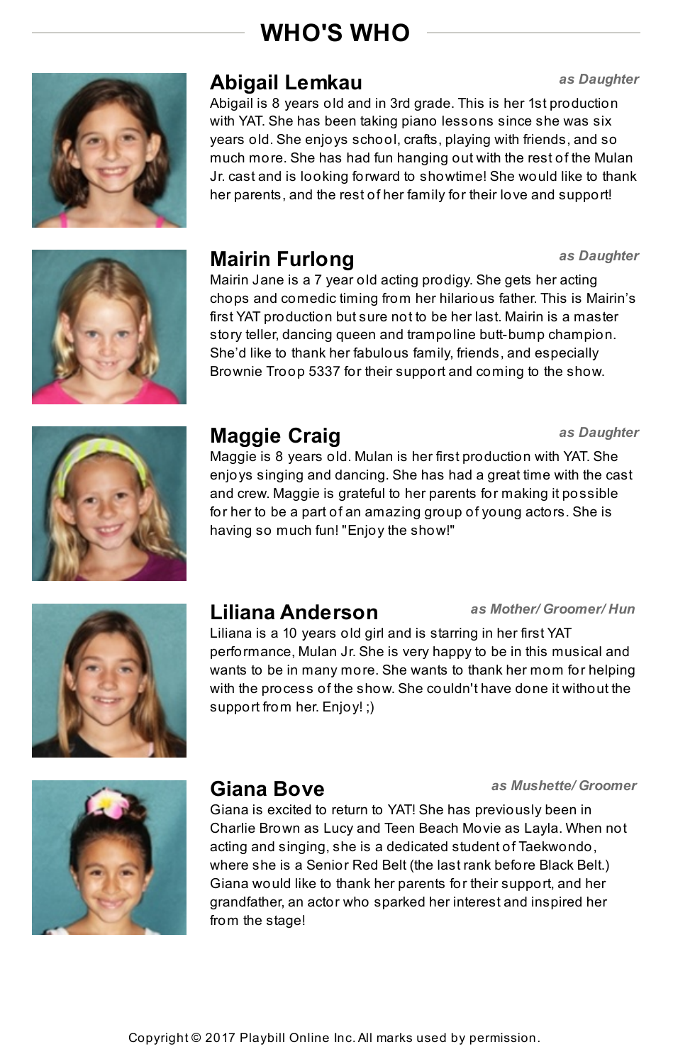# WHO'S WHO

## Abigail Lemkau

*as Daughter*

Abigail is 8 years old and in 3rd grade. This is her 1st production with YAT. She has been taking piano lessons since she was six years old. She enjoys school, crafts, playing with friends, and so much more. She has had fun hanging out with the rest of the Mulan Jr. cast and is looking forward to showtime! She would like to thank her parents, and the rest of her family for their love and support!

## Mairin Furlong

*as Daughter*

Mairin Jane is a 7 year old acting prodigy. She gets her acting chops and comedic timing from her hilarious father. This is Mairin's first YAT production but sure not to be her last. Mairin is a master story teller, dancing queen and trampoline butt-bump champion. She'd like to thank her fabulous family, friends, and especially Brownie Troop 5337 for their support and coming to the show.

## Maggie Craig

*as Daughter*

Maggie is 8 years old. Mulan is her first production with YAT. She enjoys singing and dancing. She has had a great time with the cast and crew. Maggie is grateful to her parents for making it possible for her to be a part of an amazing group of young actors. She is having so much fun! "Enjoy the show!"

## Liliana Anderson

*as Mother/ Groomer/ Hun*

Liliana is a 10 years old girl and is starring in her first YAT performance, Mulan Jr. She is very happy to be in this musical and wants to be in many more. She wants to thank her mom for helping with the process of the show. She couldn't have done it without the support from her. Enjoy! ;)

## Giana Bove

*as Mushette/ Groomer*

Giana is excited to return to YAT! She has previously been in Charlie Brown as Lucy and Teen Beach Movie as Layla. When not acting and singing, she is a dedicated student of Taekwondo, where she is a Senior Red Belt (the last rank before Black Belt.) Giana would like to thank her parents for their support, and her grandfather, an actor who sparked her interest and inspired her from the stage!

Copyright © 2017 Playbill Online Inc. All marks used by permission.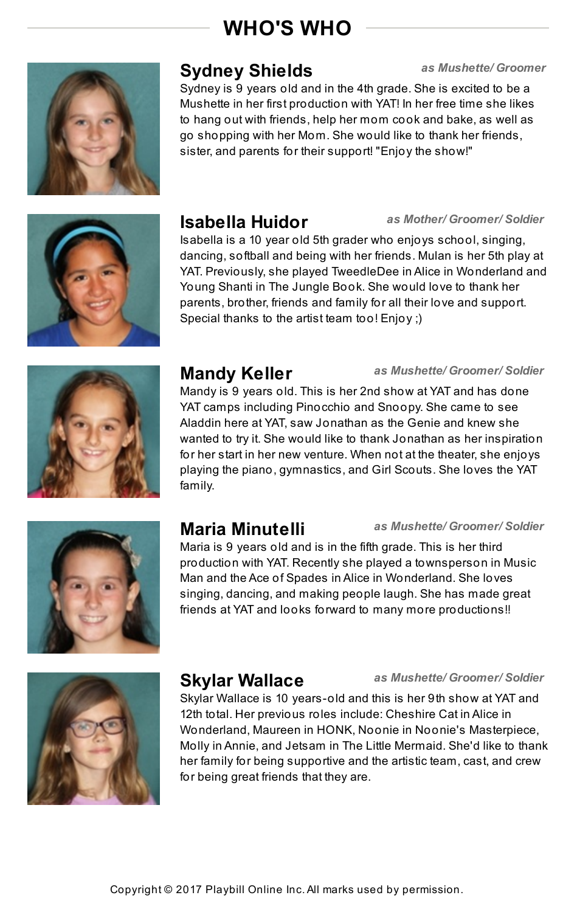# WHO'S WHO

## Sydney Shields

*as Mushette/ Groomer*

Sydney is 9 years old and in the 4th grade. She is excited to be a Mushette in her first production with YAT! In her free time she likes to hang out with friends, help her mom cook and bake, as well as go shopping with her Mom. She would like to thank her friends, sister, and parents for their support! "Enjoy the show!"

## Isabella Huidor

*as Mother/ Groomer/ Soldier*

Isabella is a 10 year old 5th grader who enjoys school, singing, dancing, softball and being with her friends. Mulan is her 5th play at YAT. Previously, she played TweedleDee in Alice in Wonderland and Young Shanti in The Jungle Book. She would love to thank her parents, brother, friends and family for all their love and support. Special thanks to the artist team too! Enjoy ;)

## Mandy Keller

*as Mushette/ Groomer/ Soldier*

Mandy is 9 years old. This is her 2nd show at YAT and has done YAT camps including Pinocchio and Snoopy. She came to see Aladdin here at YAT, saw Jonathan as the Genie and knew she wanted to try it. She would like to thank Jonathan as her inspiration for her start in her new venture. When not at the theater, she enjoys playing the piano, gymnastics, and Girl Scouts. She loves the YAT family.

## Maria Minutelli

*as Mushette/ Groomer/ Soldier*

Maria is 9 years old and is in the fifth grade. This is her third production with YAT. Recently she played a townsperson in Music Man and the Ace of Spades in Alice in Wonderland. She loves singing, dancing, and making people laugh. She has made great friends at YAT and looks forward to many more productions!!

## Skylar Wallace

*as Mushette/ Groomer/ Soldier*

Skylar Wallace is 10 years-old and this is her 9th show at YAT and 12th total. Her previous roles include: Cheshire Cat in Alice in Wonderland, Maureen in HONK, Noonie in Noonie's Masterpiece, Molly in Annie, and Jetsam in The Little Mermaid. She'd like to thank her family for being supportive and the artistic team, cast, and crew for being great friends that they are.

Copyright © 2017 Playbill Online Inc. All marks used by permission.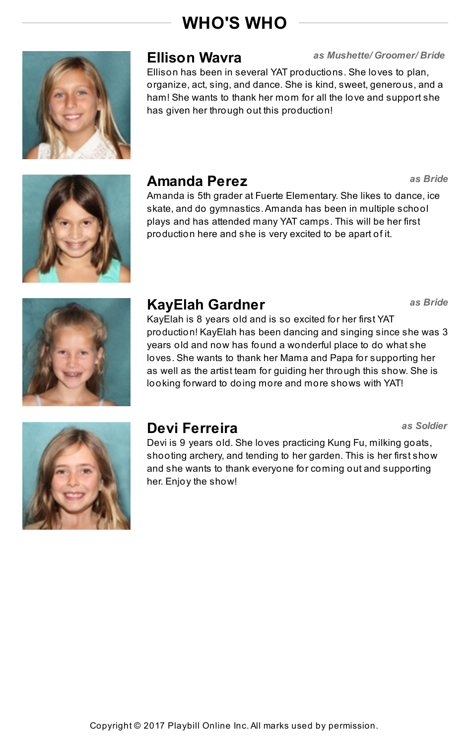# WHO'S WHO

## Ellison Wavra

*as Mushette/ Groomer/ Bride*

Ellison has been in several YAT productions. She loves to plan, organize, act, sing, and dance. She is kind, sweet, generous, and a ham! She wants to thank her mom for all the love and support she has given her through out this production!

## Amanda Perez

*as Bride*

Amanda is 5th grader at Fuerte Elementary. She likes to dance, ice skate, and do gymnastics. Amanda has been in multiple school plays and has attended many YAT camps. This will be her first production here and she is very excited to be apart of it.

## KayElah Gardner

*as Bride*

KayElah is 8 years old and is so excited for her first YAT production! KayElah has been dancing and singing since she was 3 years old and now has found a wonderful place to do what she loves. She wants to thank her Mama and Papa for supporting her as well as the artist team for guiding her through this show. She is looking forward to doing more and more shows with YAT!

## Devi Ferreira

*as Soldier*

Devi is 9 years old. She loves practicing Kung Fu, milking goats, shooting archery, and tending to her garden. This is her first show and she wants to thank everyone for coming out and supporting her. Enjoy the show!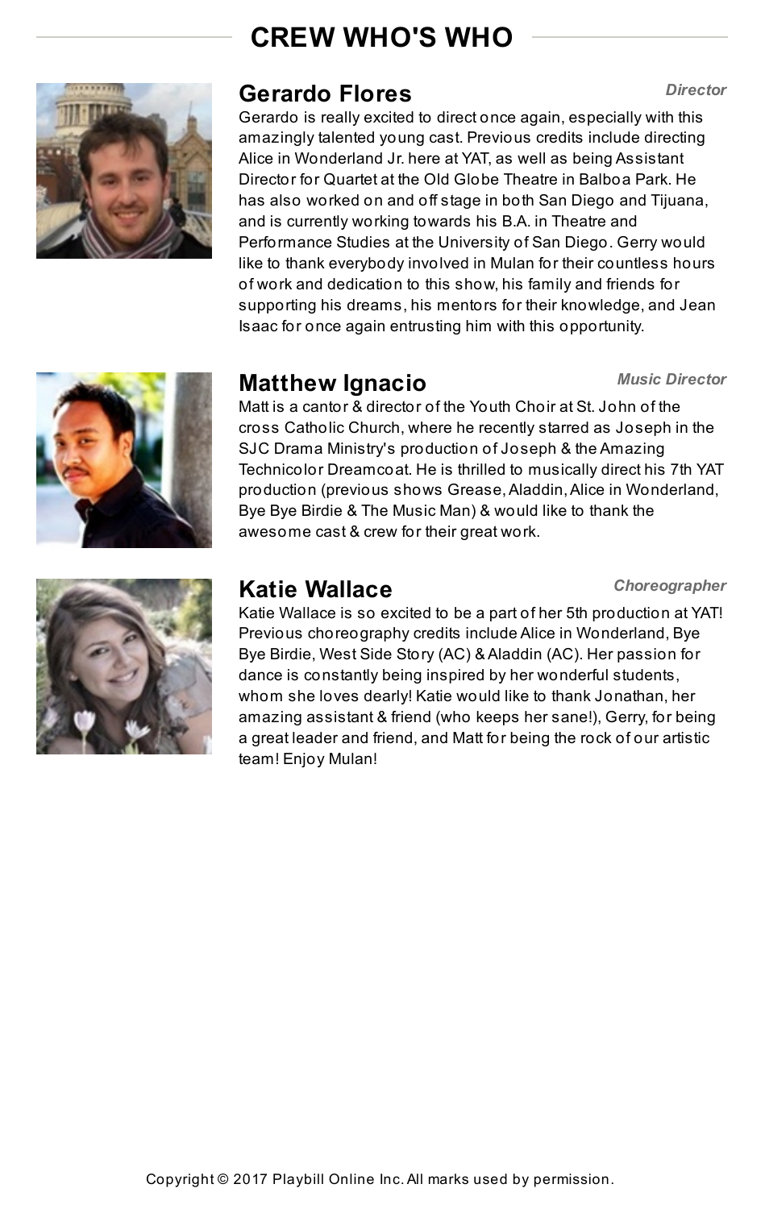# CREW WHO'S WHO

## Gerardo Flores

*Director*

Gerardo is really excited to direct once again, especially with this amazingly talented young cast. Previous credits include directing Alice in Wonderland Jr. here at YAT, as well as being Assistant Director for Quartet at the Old Globe Theatre in Balboa Park. He has also worked on and off stage in both San Diego and Tijuana, and is currently working towards his B.A. in Theatre and Performance Studies at the University of San Diego. Gerry would like to thank everybody involved in Mulan for their countless hours of work and dedication to this show, his family and friends for supporting his dreams, his mentors for their knowledge, and Jean Isaac for once again entrusting him with this opportunity.

## Matthew Ignacio

*Music Director*

Matt is a cantor & director of the Youth Choir at St. John of the cross Catholic Church, where he recently starred as Joseph in the SJC Drama Ministry's production of Joseph & the Amazing Technicolor Dreamcoat. He is thrilled to musically direct his 7th YAT production (previous shows Grease, Aladdin, Alice in Wonderland, Bye Bye Birdie & The Music Man) & would like to thank the awesome cast & crew for their great work.

## Katie Wallace

*Choreographer*

Katie Wallace is so excited to be a part of her 5th production at YAT! Previous choreography credits include Alice in Wonderland, Bye Bye Birdie, West Side Story (AC) & Aladdin (AC). Her passion for dance is constantly being inspired by her wonderful students, whom she loves dearly! Katie would like to thank Jonathan, her amazing assistant & friend (who keeps her sane!), Gerry, for being a great leader and friend, and Matt for being the rock of our artistic team! Enjoy Mulan!

Copyright © 2017 Playbill Online Inc. All marks used by permission.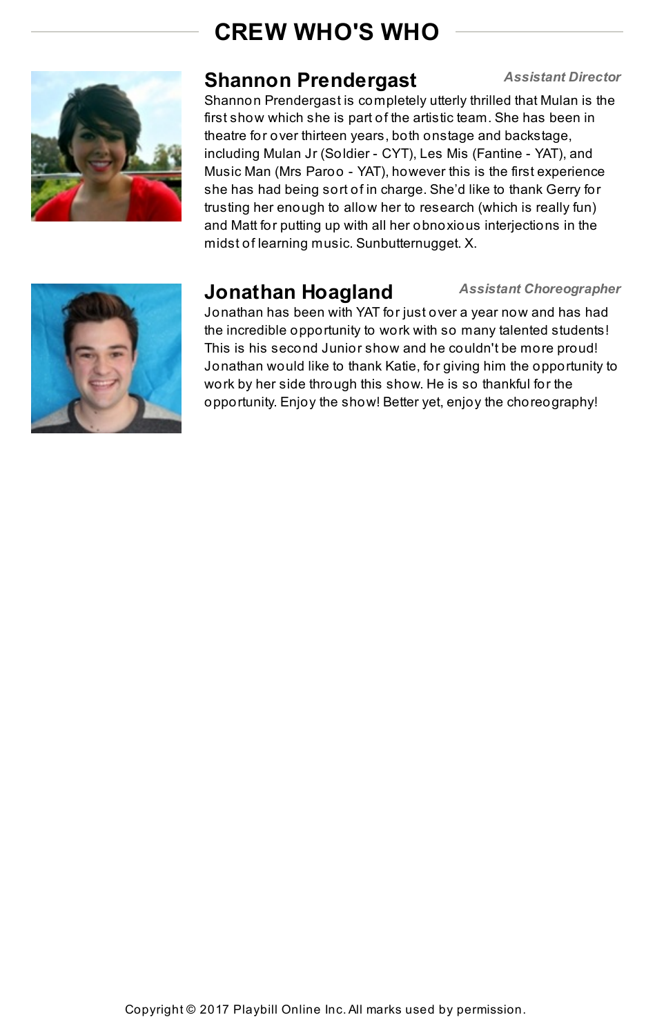# CREW WHO'S WHO

## Shannon Prendergast

*Assistant Director*

Shannon Prendergast is completely utterly thrilled that Mulan is the first show which she is part of the artistic team. She has been in theatre for over thirteen years, both onstage and backstage, including Mulan Jr (Soldier - CYT), Les Mis (Fantine - YAT), and Music Man (Mrs Paroo - YAT), however this is the first experience she has had being sort of in charge. She'd like to thank Gerry for trusting her enough to allow her to research (which is really fun) and Matt for putting up with all her obnoxious interjections in the midst of learning music. Sunbutternugget. X.

## Jonathan Hoagland

*Assistant Choreographer*

Jonathan has been with YAT for just over a year now and has had the incredible opportunity to work with so many talented students! This is his second Junior show and he couldn't be more proud! Jonathan would like to thank Katie, for giving him the opportunity to work by her side through this show. He is so thankful for the opportunity. Enjoy the show! Better yet, enjoy the choreography!

Copyright © 2017 Playbill Online Inc. All marks used by permission.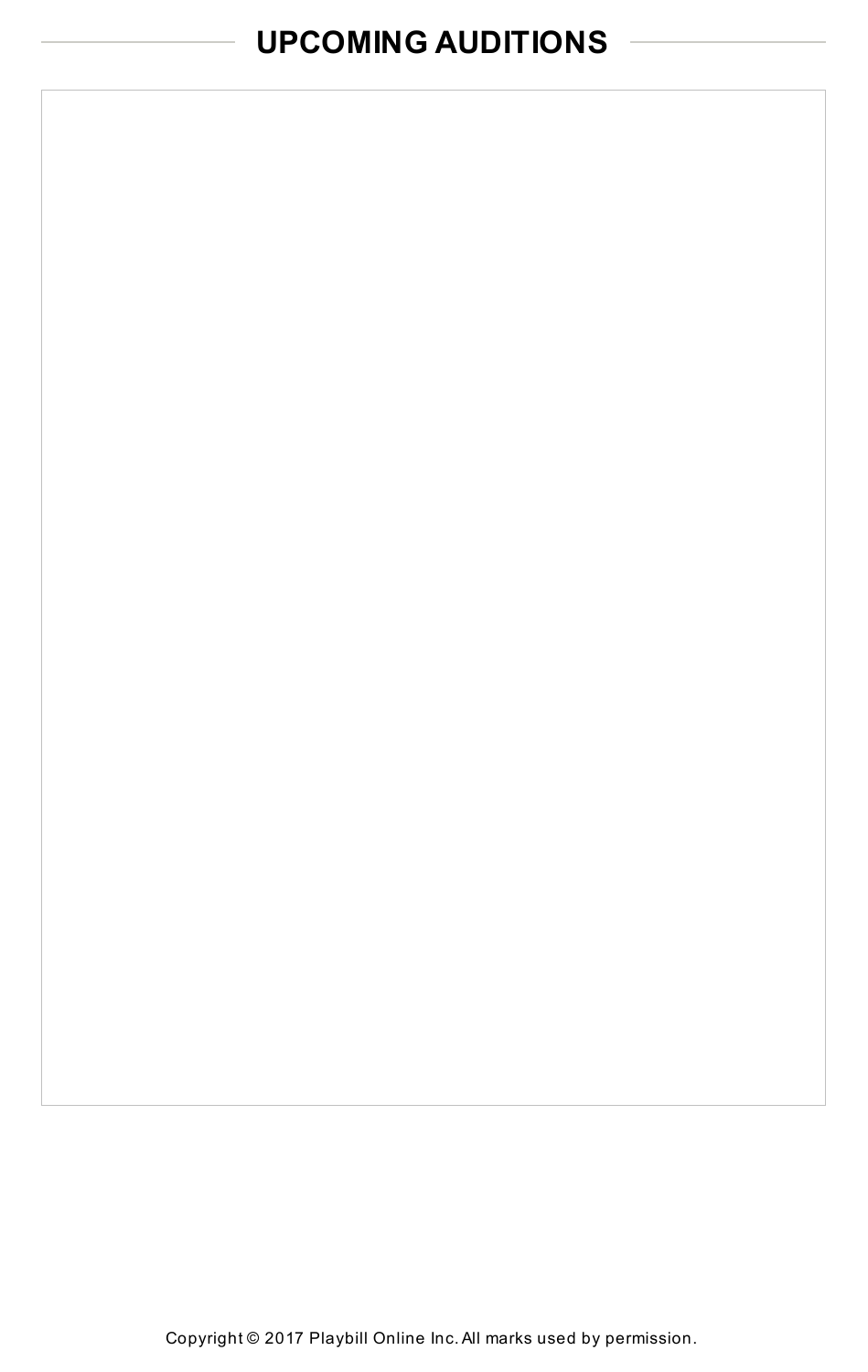## UPCOMING AUDITIONS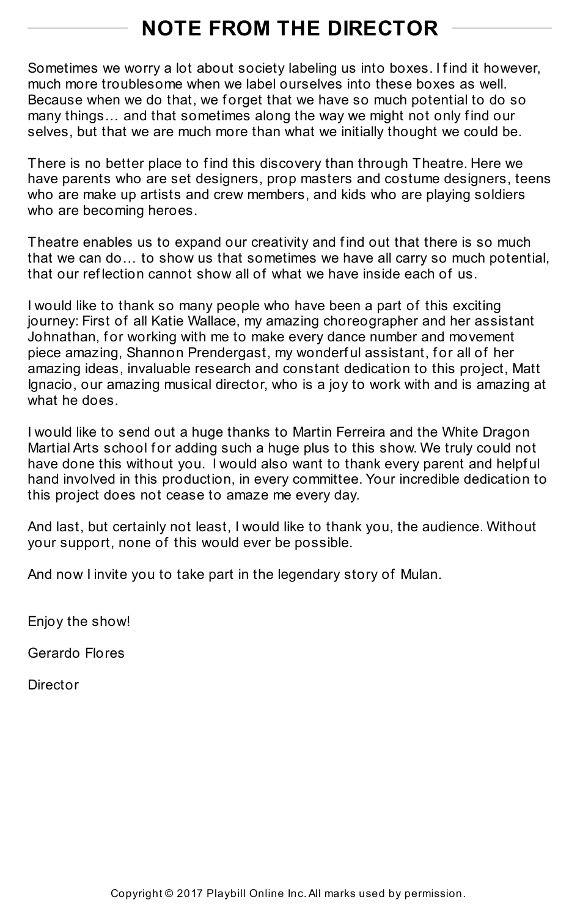# NOTE FROM THE DIRECTOR

Sometimes we worry a lot about society labeling us into boxes. I find it however, much more troublesome when we label ourselves into these boxes as well. Because when we do that, we forget that we have so much potential to do so many things… and that sometimes along the way we might not only find our selves, but that we are much more than what we initially thought we could be.

There is no better place to find this discovery than through Theatre. Here we have parents who are set designers, prop masters and costume designers, teens who are make up artists and crew members, and kids who are playing soldiers who are becoming heroes.

Theatre enables us to expand our creativity and find out that there is so much that we can do… to show us that sometimes we have all carry so much potential, that our reflection cannot show all of what we have inside each of us.

I would like to thank so many people who have been a part of this exciting journey: First of all Katie Wallace, my amazing choreographer and her assistant Johnathan, for working with me to make every dance number and movement piece amazing, Shannon Prendergast, my wonderful assistant, for all of her amazing ideas, invaluable research and constant dedication to this project, Matt Ignacio, our amazing musical director, who is a joy to work with and is amazing at what he does.

I would like to send out a huge thanks to Martin Ferreira and the White Dragon Martial Arts school for adding such a huge plus to this show. We truly could not have done this without you. I would also want to thank every parent and helpful hand involved in this production, in every committee. Your incredible dedication to this project does not cease to amaze me every day.

And last, but certainly not least, I would like to thank you, the audience. Without your support, none of this would ever be possible.

And now I invite you to take part in the legendary story of Mulan.

Enjoy the show!

Gerardo Flores

Director

Copyright © 2017 Playbill Online Inc. All marks used by permission.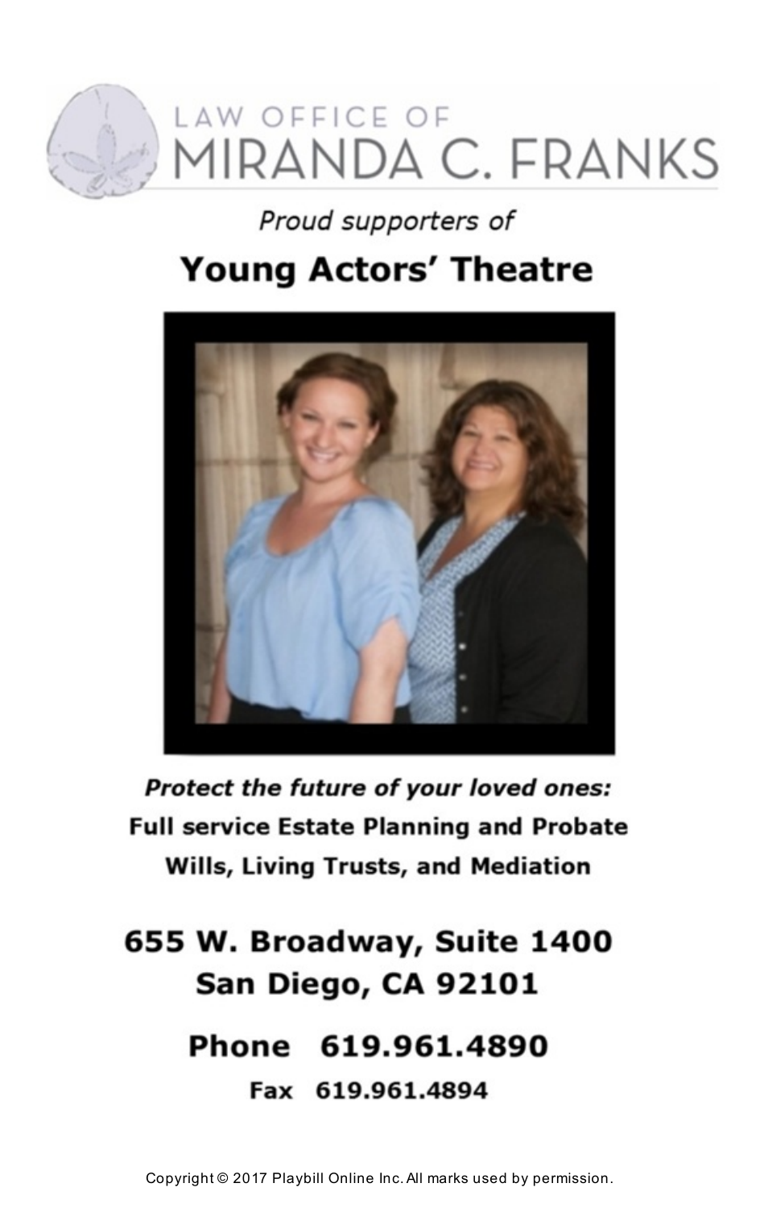LAW OFFICE OF

# MIRANDA C. FRANKS

*Proud supporters of*

## Young Actors' Theatre

***Protect the future of your loved ones:***

**Full service Estate Planning and Probate**

**Wills, Living Trusts, and Mediation**

**655 W. Broadway, Suite 1400**
**San Diego, CA 92101**

**Phone 619.961.4890**

**Fax 619.961.4894**

Copyright © 2017 Playbill Online Inc. All marks used by permission.